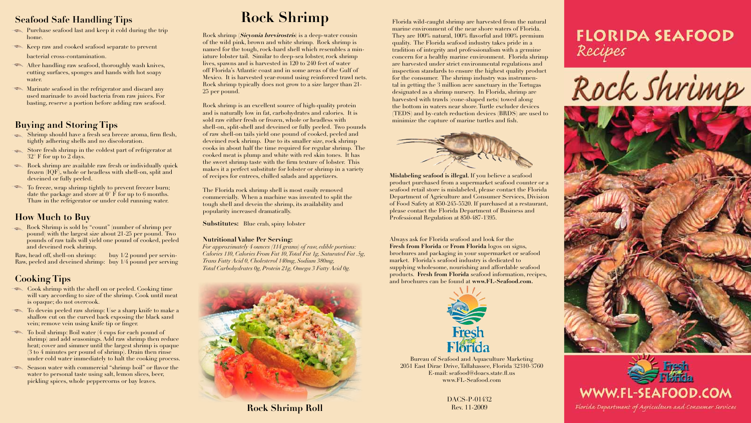## Seafood Safe Handling Tips

- Purchase seafood last and keep it cold during the trip home.
- Keep raw and cooked seafood separate to prevent bacterial cross-contamination.
- After handling raw seafood, thoroughly wash knives, cutting surfaces, sponges and hands with hot soapy water.
- Marinate seafood in the refrigerator and discard any used marinade to avoid bacteria from raw juices. For basting, reserve a portion before adding raw seafood.

## Buying and Storing Tips

- Shrimp should have a fresh sea breeze aroma, firm flesh, tightly adhering shells and no discoloration.
- Store fresh shrimp in the coldest part of refrigerator at 32° F for up to 2 days.
- Rock shrimp are available raw fresh or individually quick frozen (IQF), whole or headless with shell-on, split and deveined or fully peeled.
- To freeze, wrap shrimp tightly to prevent freezer burn; date the package and store at 0° F for up to 6 months. Thaw in the refrigerator or under cold running water.

## How Much to Buy

- Rock Shrimp is sold by "count" (number of shrimp per pound) with the largest size about 21-25 per pound. Two pounds of raw tails will yield one pound of cooked, peeled and deveined rock shrimp.

Raw, head off, shell-on shrimp: buy 1/2 pound per serving
Raw, peeled and deveined shrimp: buy 1/4 pound per serving

## Cooking Tips

- Cook shrimp with the shell on or peeled. Cooking time will vary according to size of the shrimp. Cook until meat is opaque; do not overcook.
- To devein peeled raw shrimp: Use a sharp knife to make a shallow cut on the curved back exposing the black sand vein; remove vein using knife tip or finger.
- To boil shrimp: Boil water (4 cups for each pound of shrimp) and add seasonings. Add raw shrimp then reduce heat; cover and simmer until the largest shrimp is opaque (3 to 4 minutes per pound of shrimp). Drain then rinse under cold water immediately to halt the cooking process.
- Season water with commercial "shrimp boil" or flavor the water to personal taste using salt, lemon slices, beer, pickling spices, whole peppercorns or bay leaves.

# Rock Shrimp

Rock shrimp (***Sicyonia brevirostris***) is a deep-water cousin of the wild pink, brown and white shrimp. Rock shrimp is named for the tough, rock-hard shell which resembles a miniature lobster tail. Similar to deep-sea lobster, rock shrimp lives, spawns and is harvested in 120 to 240 feet of water off Florida's Atlantic coast and in some areas of the Gulf of Mexico. It is harvested year-round using reinforced trawl nets. Rock shrimp typically does not grow to a size larger than 21-25 per pound.

Rock shrimp is an excellent source of high-quality protein and is naturally low in fat, carbohydrates and calories. It is sold raw either fresh or frozen, whole or headless with shell-on, split-shell and deveined or fully peeled. Two pounds of raw shell-on tails yield one pound of cooked, peeled and deveined rock shrimp. Due to its smaller size, rock shrimp cooks in about half the time required for regular shrimp. The cooked meat is plump and white with red skin tones. It has the sweet shrimp taste with the firm texture of lobster. This makes it a perfect substitute for lobster or shrimp in a variety of recipes for entrees, chilled salads and appetizers.

The Florida rock shrimp shell is most easily removed commercially. When a machine was invented to split the tough shell and devein the shrimp, its availability and popularity increased dramatically.

**Substitutes:** Blue crab, spiny lobster

**Nutritional Value Per Serving:**
*For approximately 4 ounces (114 grams) of raw, edible portions: Calories 110, Calories From Fat 10, Total Fat 1g, Saturated Fat .5g, Trans Fatty Acid 0, Cholesterol 140mg, Sodium 380mg, Total Carbohydrates 0g, Protein 21g, Omega 3 Fatty Acid 0g.*

**Rock Shrimp Roll**

Florida wild-caught shrimp are harvested from the natural marine environment of the near shore waters of Florida. They are 100% natural, 100% flavorful and 100% premium quality. The Florida seafood industry takes pride in a tradition of integrity and professionalism with a genuine concern for a healthy marine environment. Florida shrimp are harvested under strict environmental regulations and inspection standards to ensure the highest quality product for the consumer. The shrimp industry was instrumental in getting the 3 million acre sanctuary in the Tortugas designated as a shrimp nursery. In Florida, shrimp are harvested with trawls (cone-shaped nets) towed along the bottom in waters near shore. Turtle excluder devices (TEDS) and by-catch reduction devices (BRDS) are used to minimize the capture of marine turtles and fish.

**Mislabeling seafood is illegal.** If you believe a seafood product purchased from a supermarket seafood counter or a seafood retail store is mislabeled, please contact the Florida Department of Agriculture and Consumer Services, Division of Food Safety at 850-245-5520. If purchased at a restaurant, please contact the Florida Department of Business and Professional Regulation at 850-487-1395.

Always ask for Florida seafood and look for the **Fresh from Florida** or **From Florida** logos on signs, brochures and packaging in your supermarket or seafood market. Florida's seafood industry is dedicated to supplying wholesome, nourishing and affordable seafood products. **Fresh from Florida** seafood information, recipes, and brochures can be found at **www.FL-Seafood.com.**

Fresh from Florida

Bureau of Seafood and Aquaculture Marketing
2051 East Dirac Drive, Tallahassee, Florida 32310-3760
E-mail: seafood@doacs.state.fl.us
www.FL-Seafood.com

DACS-P-01432
Rev. 11-2009

# FLORIDA SEAFOOD *Recipes*

# Rock Shrimp

Fresh from Florida

**WWW.FL-SEAFOOD.COM**

*Florida Department of Agriculture and Consumer Services*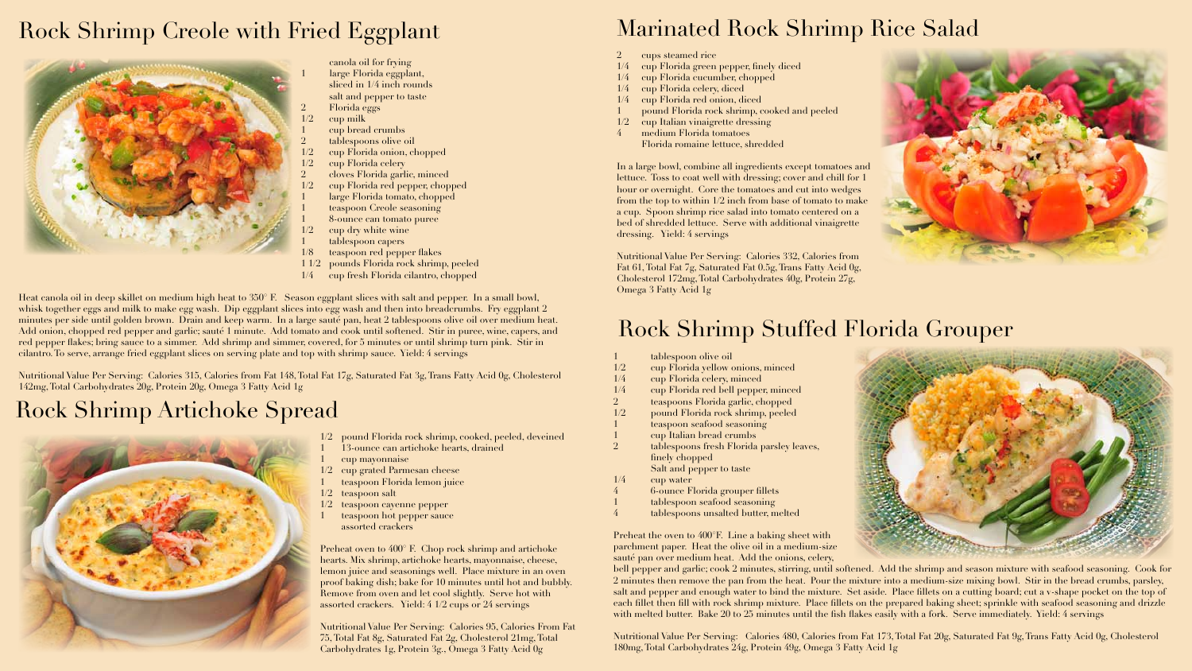# Rock Shrimp Creole with Fried Eggplant

- canola oil for frying
- 1 large Florida eggplant, sliced in 1/4 inch rounds
- salt and pepper to taste
- 2 Florida eggs
- 1/2 cup milk
- 1 cup bread crumbs
- 2 tablespoons olive oil
- 1/2 cup Florida onion, chopped
- 1/2 cup Florida celery
- 2 cloves Florida garlic, minced
- 1/2 cup Florida red pepper, chopped
- 1 large Florida tomato, chopped
- 1 teaspoon Creole seasoning
- 1 8-ounce can tomato puree
- 1/2 cup dry white wine
- 1 tablespoon capers
- 1/8 teaspoon red pepper flakes
- 1 1/2 pounds Florida rock shrimp, peeled
- 1/4 cup fresh Florida cilantro, chopped

Heat canola oil in deep skillet on medium high heat to 350° F. Season eggplant slices with salt and pepper. In a small bowl, whisk together eggs and milk to make egg wash. Dip eggplant slices into egg wash and then into breadcrumbs. Fry eggplant 2 minutes per side until golden brown. Drain and keep warm. In a large sauté pan, heat 2 tablespoons olive oil over medium heat. Add onion, chopped red pepper and garlic; sauté 1 minute. Add tomato and cook until softened. Stir in puree, wine, capers, and red pepper flakes; bring sauce to a simmer. Add shrimp and simmer, covered, for 5 minutes or until shrimp turn pink. Stir in cilantro. To serve, arrange fried eggplant slices on serving plate and top with shrimp sauce. Yield: 4 servings

Nutritional Value Per Serving: Calories 315, Calories from Fat 148, Total Fat 17g, Saturated Fat 3g, Trans Fatty Acid 0g, Cholesterol 142mg, Total Carbohydrates 20g, Protein 20g, Omega 3 Fatty Acid 1g

# Rock Shrimp Artichoke Spread

- 1/2 pound Florida rock shrimp, cooked, peeled, deveined
- 1 13-ounce can artichoke hearts, drained
- 1 cup mayonnaise
- 1/2 cup grated Parmesan cheese
- 1 teaspoon Florida lemon juice
- 1/2 teaspoon salt
- 1/2 teaspoon cayenne pepper
- 1 teaspoon hot pepper sauce
- assorted crackers

Preheat oven to 400° F. Chop rock shrimp and artichoke hearts. Mix shrimp, artichoke hearts, mayonnaise, cheese, lemon juice and seasonings well. Place mixture in an oven proof baking dish; bake for 10 minutes until hot and bubbly. Remove from oven and let cool slightly. Serve hot with assorted crackers. Yield: 4 1/2 cups or 24 servings

Nutritional Value Per Serving: Calories 95, Calories From Fat 75, Total Fat 8g, Saturated Fat 2g, Cholesterol 21mg, Total Carbohydrates 1g, Protein 3g., Omega 3 Fatty Acid 0g

# Marinated Rock Shrimp Rice Salad

- 2 cups steamed rice
- 1/4 cup Florida green pepper, finely diced
- 1/4 cup Florida cucumber, chopped
- 1/4 cup Florida celery, diced
- 1/4 cup Florida red onion, diced
- 1 pound Florida rock shrimp, cooked and peeled
- 1/2 cup Italian vinaigrette dressing
- 4 medium Florida tomatoes
- Florida romaine lettuce, shredded

In a large bowl, combine all ingredients except tomatoes and lettuce. Toss to coat well with dressing; cover and chill for 1 hour or overnight. Core the tomatoes and cut into wedges from the top to within 1/2 inch from base of tomato to make a cup. Spoon shrimp rice salad into tomato centered on a bed of shredded lettuce. Serve with additional vinaigrette dressing. Yield: 4 servings

Nutritional Value Per Serving: Calories 332, Calories from Fat 61, Total Fat 7g, Saturated Fat 0.5g, Trans Fatty Acid 0g, Cholesterol 172mg, Total Carbohydrates 40g, Protein 27g, Omega 3 Fatty Acid 1g

# Rock Shrimp Stuffed Florida Grouper

- 1 tablespoon olive oil
- 1/2 cup Florida yellow onions, minced
- 1/4 cup Florida celery, minced
- 1/4 cup Florida red bell pepper, minced
- 2 teaspoons Florida garlic, chopped
- 1/2 pound Florida rock shrimp, peeled
- 1 teaspoon seafood seasoning
- 1 cup Italian bread crumbs
- 2 tablespoons fresh Florida parsley leaves, finely chopped
- Salt and pepper to taste
- 1/4 cup water
- 4 6-ounce Florida grouper fillets
- 1 tablespoon seafood seasoning
- 4 tablespoons unsalted butter, melted

Preheat the oven to 400°F. Line a baking sheet with parchment paper. Heat the olive oil in a medium-size sauté pan over medium heat. Add the onions, celery, bell pepper and garlic; cook 2 minutes, stirring, until softened. Add the shrimp and season mixture with seafood seasoning. Cook for 2 minutes then remove the pan from the heat. Pour the mixture into a medium-size mixing bowl. Stir in the bread crumbs, parsley, salt and pepper and enough water to bind the mixture. Set aside. Place fillets on a cutting board; cut a v-shape pocket on the top of each fillet then fill with rock shrimp mixture. Place fillets on the prepared baking sheet; sprinkle with seafood seasoning and drizzle with melted butter. Bake 20 to 25 minutes until the fish flakes easily with a fork. Serve immediately. Yield: 4 servings

Nutritional Value Per Serving: Calories 480, Calories from Fat 173, Total Fat 20g, Saturated Fat 9g, Trans Fatty Acid 0g, Cholesterol 180mg, Total Carbohydrates 24g, Protein 49g, Omega 3 Fatty Acid 1g